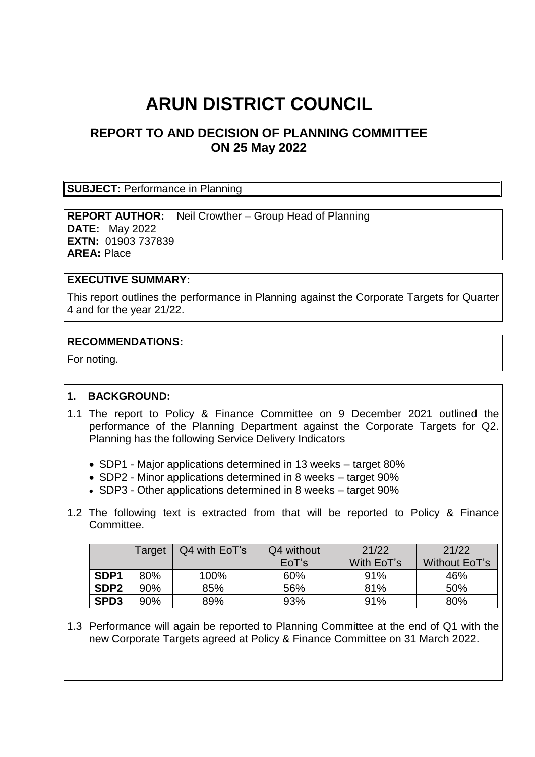# ARUN DISTRICT COUNCIL

## REPORT TO AND DECISION OF PLANNING COMMITTEE ON 25 May 2022

**SUBJECT:** Performance in Planning

**REPORT AUTHOR:** Neil Crowther – Group Head of Planning
**DATE:** May 2022
**EXTN:** 01903 737839
**AREA:** Place

**EXECUTIVE SUMMARY:**

This report outlines the performance in Planning against the Corporate Targets for Quarter 4 and for the year 21/22.

**RECOMMENDATIONS:**

For noting.

### 1. BACKGROUND:

1.1 The report to Policy & Finance Committee on 9 December 2021 outlined the performance of the Planning Department against the Corporate Targets for Q2. Planning has the following Service Delivery Indicators

- SDP1 - Major applications determined in 13 weeks – target 80%
- SDP2 - Minor applications determined in 8 weeks – target 90%
- SDP3 - Other applications determined in 8 weeks – target 90%

1.2 The following text is extracted from that will be reported to Policy & Finance Committee.

| | Target | Q4 with EoT's | Q4 without EoT's | 21/22 With EoT's | 21/22 Without EoT's |
|---|---|---|---|---|---|
| **SDP1** | 80% | 100% | 60% | 91% | 46% |
| **SDP2** | 90% | 85% | 56% | 81% | 50% |
| **SPD3** | 90% | 89% | 93% | 91% | 80% |

1.3 Performance will again be reported to Planning Committee at the end of Q1 with the new Corporate Targets agreed at Policy & Finance Committee on 31 March 2022.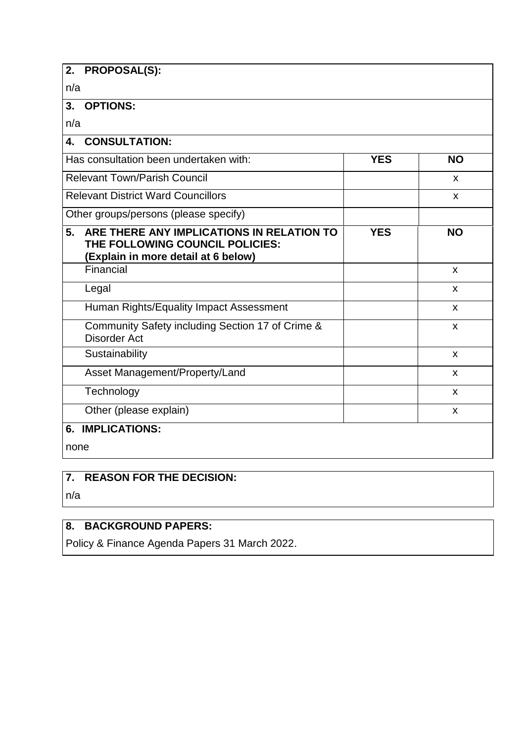## 2. PROPOSAL(S):

n/a

## 3. OPTIONS:

n/a

## 4. CONSULTATION:

| Has consultation been undertaken with: | YES | NO |
|---|---|---|
| Relevant Town/Parish Council | | x |
| Relevant District Ward Councillors | | x |
| Other groups/persons (please specify) | | |

## 5. ARE THERE ANY IMPLICATIONS IN RELATION TO THE FOLLOWING COUNCIL POLICIES: (Explain in more detail at 6 below)

| | YES | NO |
|---|---|---|
| Financial | | x |
| Legal | | x |
| Human Rights/Equality Impact Assessment | | x |
| Community Safety including Section 17 of Crime & Disorder Act | | x |
| Sustainability | | x |
| Asset Management/Property/Land | | x |
| Technology | | x |
| Other (please explain) | | x |

## 6. IMPLICATIONS:

none

## 7. REASON FOR THE DECISION:

n/a

## 8. BACKGROUND PAPERS:

Policy & Finance Agenda Papers 31 March 2022.